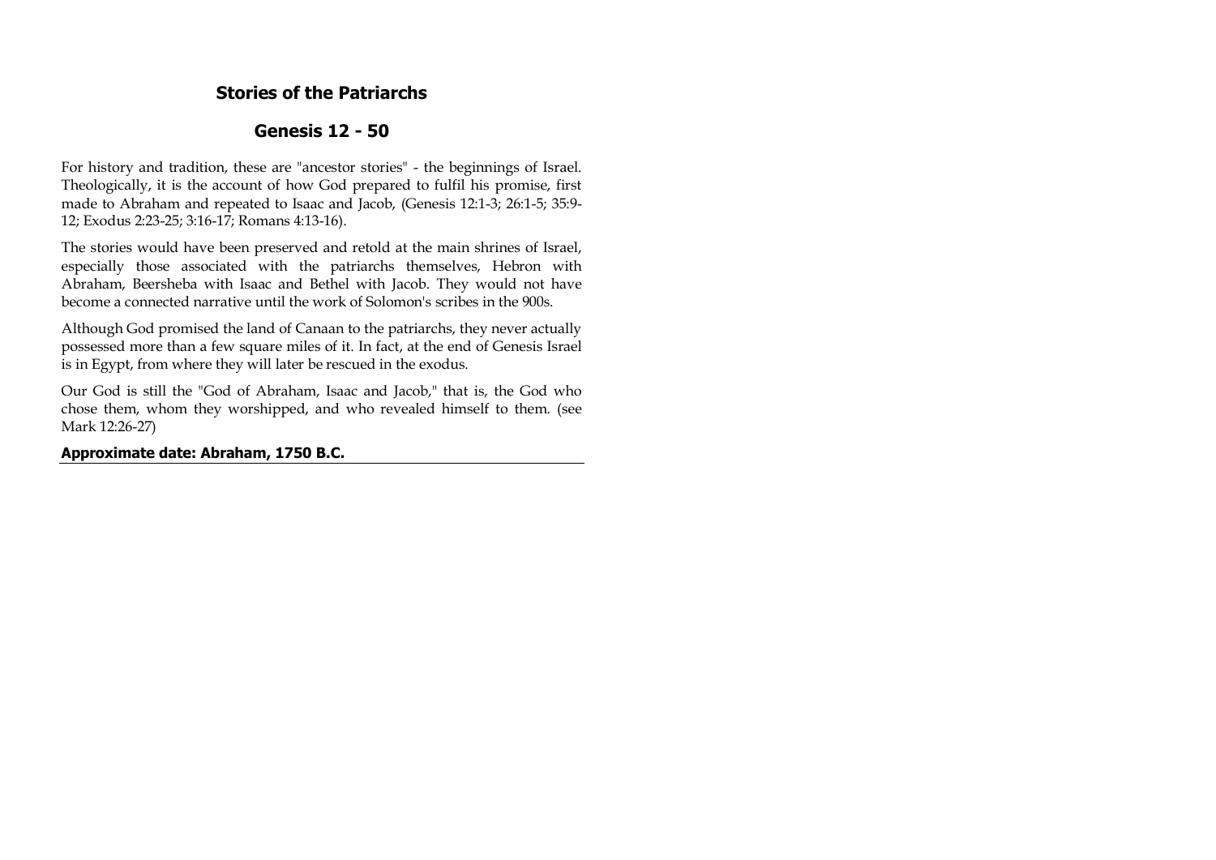## Stories of the Patriarchs

## Genesis 12 - 50

For history and tradition, these are "ancestor stories" - the beginnings of Israel. Theologically, it is the account of how God prepared to fulfil his promise, first made to Abraham and repeated to Isaac and Jacob, (Genesis 12:1-3; 26:1-5; 35:9-12; Exodus 2:23-25; 3:16-17; Romans 4:13-16).

The stories would have been preserved and retold at the main shrines of Israel, especially those associated with the patriarchs themselves, Hebron with Abraham, Beersheba with Isaac and Bethel with Jacob. They would not have become a connected narrative until the work of Solomon's scribes in the 900s.

Although God promised the land of Canaan to the patriarchs, they never actually possessed more than a few square miles of it. In fact, at the end of Genesis Israel is in Egypt, from where they will later be rescued in the exodus.

Our God is still the "God of Abraham, Isaac and Jacob," that is, the God who chose them, whom they worshipped, and who revealed himself to them. (see Mark 12:26-27)

**Approximate date: Abraham, 1750 B.C.**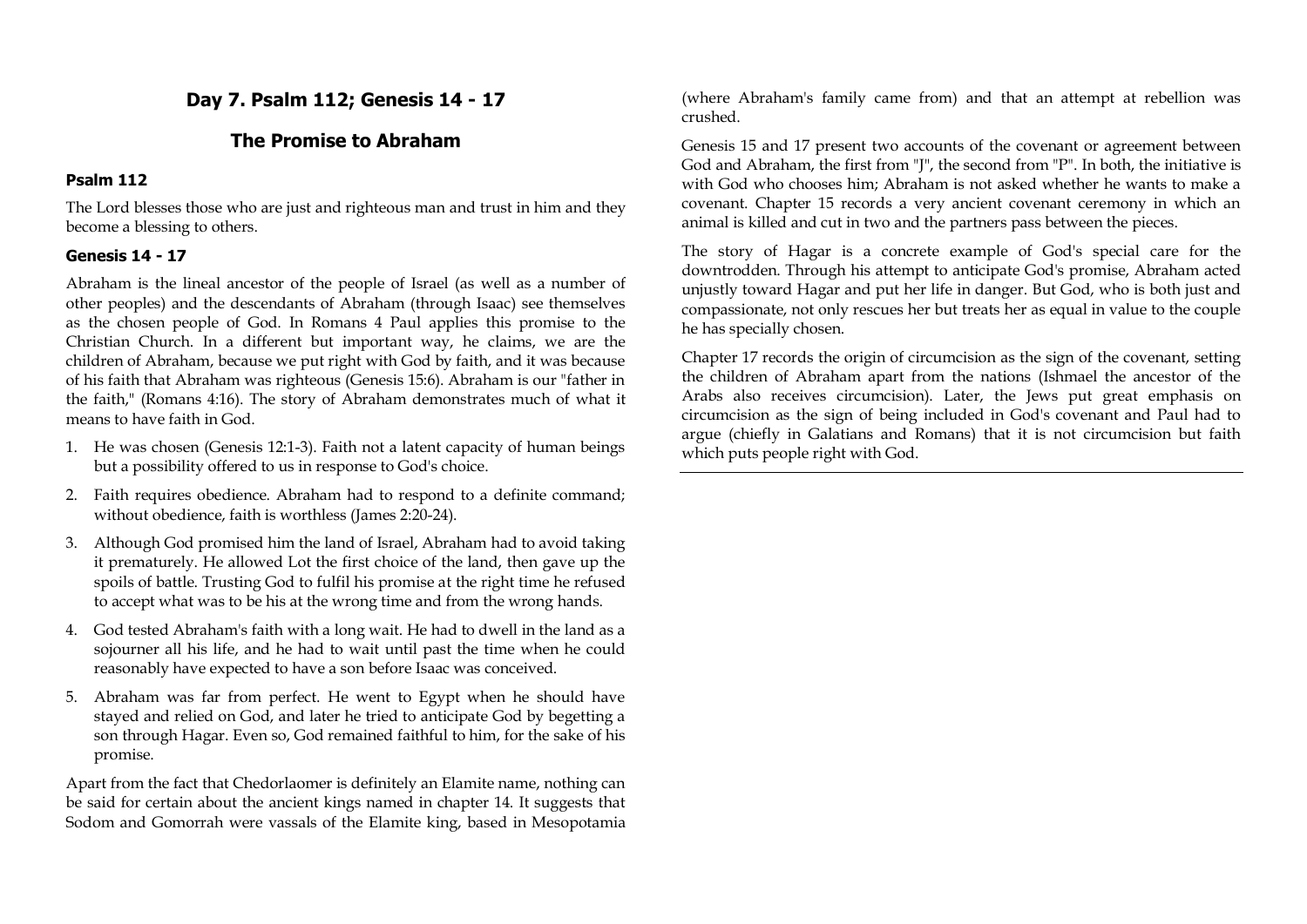## Day 7. Psalm 112; Genesis 14 - 17

## The Promise to Abraham

### Psalm 112

The Lord blesses those who are just and righteous man and trust in him and they become a blessing to others.

### Genesis 14 - 17

Abraham is the lineal ancestor of the people of Israel (as well as a number of other peoples) and the descendants of Abraham (through Isaac) see themselves as the chosen people of God. In Romans 4 Paul applies this promise to the Christian Church. In a different but important way, he claims, we are the children of Abraham, because we put right with God by faith, and it was because of his faith that Abraham was righteous (Genesis 15:6). Abraham is our "father in the faith," (Romans 4:16). The story of Abraham demonstrates much of what it means to have faith in God.

1. He was chosen (Genesis 12:1-3). Faith not a latent capacity of human beings but a possibility offered to us in response to God's choice.
2. Faith requires obedience. Abraham had to respond to a definite command; without obedience, faith is worthless (James 2:20-24).
3. Although God promised him the land of Israel, Abraham had to avoid taking it prematurely. He allowed Lot the first choice of the land, then gave up the spoils of battle. Trusting God to fulfil his promise at the right time he refused to accept what was to be his at the wrong time and from the wrong hands.
4. God tested Abraham's faith with a long wait. He had to dwell in the land as a sojourner all his life, and he had to wait until past the time when he could reasonably have expected to have a son before Isaac was conceived.
5. Abraham was far from perfect. He went to Egypt when he should have stayed and relied on God, and later he tried to anticipate God by begetting a son through Hagar. Even so, God remained faithful to him, for the sake of his promise.

Apart from the fact that Chedorlaomer is definitely an Elamite name, nothing can be said for certain about the ancient kings named in chapter 14. It suggests that Sodom and Gomorrah were vassals of the Elamite king, based in Mesopotamia (where Abraham's family came from) and that an attempt at rebellion was crushed.

Genesis 15 and 17 present two accounts of the covenant or agreement between God and Abraham, the first from "J", the second from "P". In both, the initiative is with God who chooses him; Abraham is not asked whether he wants to make a covenant. Chapter 15 records a very ancient covenant ceremony in which an animal is killed and cut in two and the partners pass between the pieces.

The story of Hagar is a concrete example of God's special care for the downtrodden. Through his attempt to anticipate God's promise, Abraham acted unjustly toward Hagar and put her life in danger. But God, who is both just and compassionate, not only rescues her but treats her as equal in value to the couple he has specially chosen.

Chapter 17 records the origin of circumcision as the sign of the covenant, setting the children of Abraham apart from the nations (Ishmael the ancestor of the Arabs also receives circumcision). Later, the Jews put great emphasis on circumcision as the sign of being included in God's covenant and Paul had to argue (chiefly in Galatians and Romans) that it is not circumcision but faith which puts people right with God.

---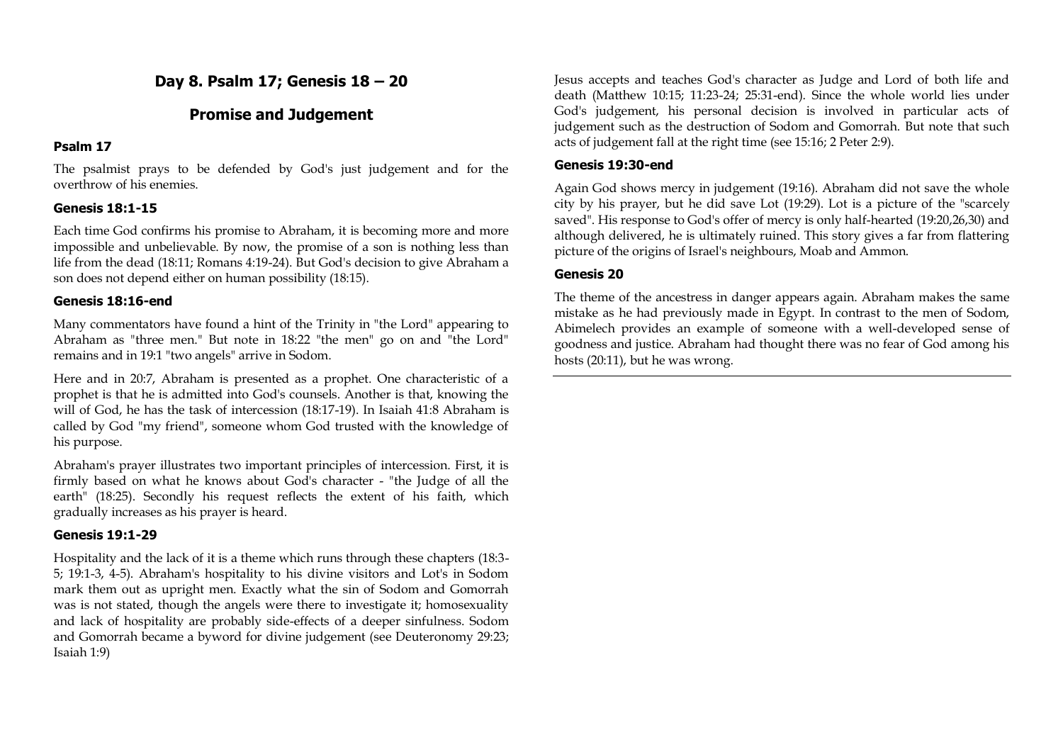## Day 8. Psalm 17; Genesis 18 – 20

## Promise and Judgement

### Psalm 17

The psalmist prays to be defended by God's just judgement and for the overthrow of his enemies.

### Genesis 18:1-15

Each time God confirms his promise to Abraham, it is becoming more and more impossible and unbelievable. By now, the promise of a son is nothing less than life from the dead (18:11; Romans 4:19-24). But God's decision to give Abraham a son does not depend either on human possibility (18:15).

### Genesis 18:16-end

Many commentators have found a hint of the Trinity in "the Lord" appearing to Abraham as "three men." But note in 18:22 "the men" go on and "the Lord" remains and in 19:1 "two angels" arrive in Sodom.

Here and in 20:7, Abraham is presented as a prophet. One characteristic of a prophet is that he is admitted into God's counsels. Another is that, knowing the will of God, he has the task of intercession (18:17-19). In Isaiah 41:8 Abraham is called by God "my friend", someone whom God trusted with the knowledge of his purpose.

Abraham's prayer illustrates two important principles of intercession. First, it is firmly based on what he knows about God's character - "the Judge of all the earth" (18:25). Secondly his request reflects the extent of his faith, which gradually increases as his prayer is heard.

### Genesis 19:1-29

Hospitality and the lack of it is a theme which runs through these chapters (18:3-5; 19:1-3, 4-5). Abraham's hospitality to his divine visitors and Lot's in Sodom mark them out as upright men. Exactly what the sin of Sodom and Gomorrah was is not stated, though the angels were there to investigate it; homosexuality and lack of hospitality are probably side-effects of a deeper sinfulness. Sodom and Gomorrah became a byword for divine judgement (see Deuteronomy 29:23; Isaiah 1:9)

Jesus accepts and teaches God's character as Judge and Lord of both life and death (Matthew 10:15; 11:23-24; 25:31-end). Since the whole world lies under God's judgement, his personal decision is involved in particular acts of judgement such as the destruction of Sodom and Gomorrah. But note that such acts of judgement fall at the right time (see 15:16; 2 Peter 2:9).

### Genesis 19:30-end

Again God shows mercy in judgement (19:16). Abraham did not save the whole city by his prayer, but he did save Lot (19:29). Lot is a picture of the "scarcely saved". His response to God's offer of mercy is only half-hearted (19:20,26,30) and although delivered, he is ultimately ruined. This story gives a far from flattering picture of the origins of Israel's neighbours, Moab and Ammon.

### Genesis 20

The theme of the ancestress in danger appears again. Abraham makes the same mistake as he had previously made in Egypt. In contrast to the men of Sodom, Abimelech provides an example of someone with a well-developed sense of goodness and justice. Abraham had thought there was no fear of God among his hosts (20:11), but he was wrong.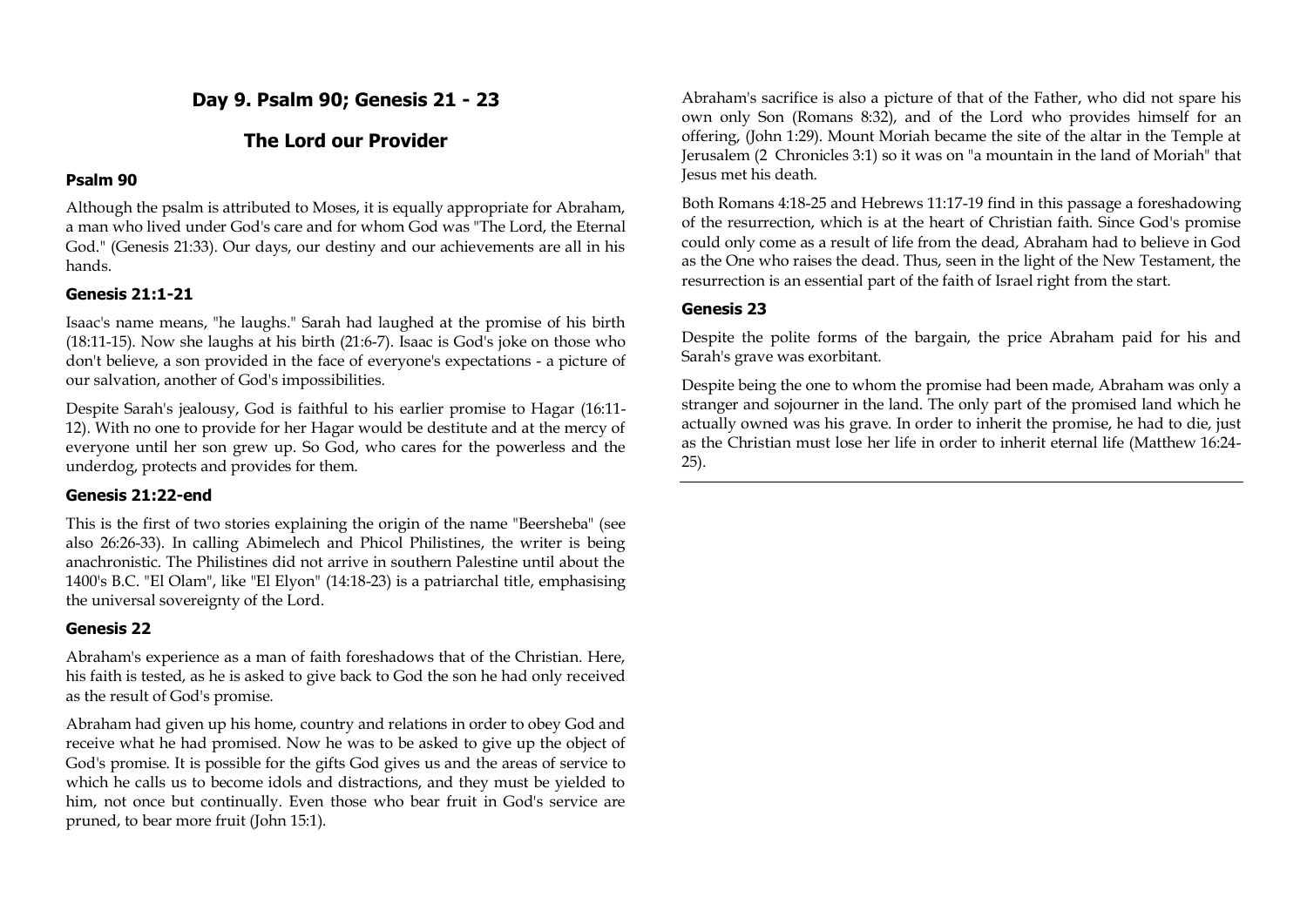## Day 9. Psalm 90; Genesis 21 - 23

## The Lord our Provider

### Psalm 90

Although the psalm is attributed to Moses, it is equally appropriate for Abraham, a man who lived under God's care and for whom God was "The Lord, the Eternal God." (Genesis 21:33). Our days, our destiny and our achievements are all in his hands.

### Genesis 21:1-21

Isaac's name means, "he laughs." Sarah had laughed at the promise of his birth (18:11-15). Now she laughs at his birth (21:6-7). Isaac is God's joke on those who don't believe, a son provided in the face of everyone's expectations - a picture of our salvation, another of God's impossibilities.

Despite Sarah's jealousy, God is faithful to his earlier promise to Hagar (16:11-12). With no one to provide for her Hagar would be destitute and at the mercy of everyone until her son grew up. So God, who cares for the powerless and the underdog, protects and provides for them.

### Genesis 21:22-end

This is the first of two stories explaining the origin of the name "Beersheba" (see also 26:26-33). In calling Abimelech and Phicol Philistines, the writer is being anachronistic. The Philistines did not arrive in southern Palestine until about the 1400's B.C. "El Olam", like "El Elyon" (14:18-23) is a patriarchal title, emphasising the universal sovereignty of the Lord.

### Genesis 22

Abraham's experience as a man of faith foreshadows that of the Christian. Here, his faith is tested, as he is asked to give back to God the son he had only received as the result of God's promise.

Abraham had given up his home, country and relations in order to obey God and receive what he had promised. Now he was to be asked to give up the object of God's promise. It is possible for the gifts God gives us and the areas of service to which he calls us to become idols and distractions, and they must be yielded to him, not once but continually. Even those who bear fruit in God's service are pruned, to bear more fruit (John 15:1).

Abraham's sacrifice is also a picture of that of the Father, who did not spare his own only Son (Romans 8:32), and of the Lord who provides himself for an offering, (John 1:29). Mount Moriah became the site of the altar in the Temple at Jerusalem (2 Chronicles 3:1) so it was on "a mountain in the land of Moriah" that Jesus met his death.

Both Romans 4:18-25 and Hebrews 11:17-19 find in this passage a foreshadowing of the resurrection, which is at the heart of Christian faith. Since God's promise could only come as a result of life from the dead, Abraham had to believe in God as the One who raises the dead. Thus, seen in the light of the New Testament, the resurrection is an essential part of the faith of Israel right from the start.

### Genesis 23

Despite the polite forms of the bargain, the price Abraham paid for his and Sarah's grave was exorbitant.

Despite being the one to whom the promise had been made, Abraham was only a stranger and sojourner in the land. The only part of the promised land which he actually owned was his grave. In order to inherit the promise, he had to die, just as the Christian must lose her life in order to inherit eternal life (Matthew 16:24-25).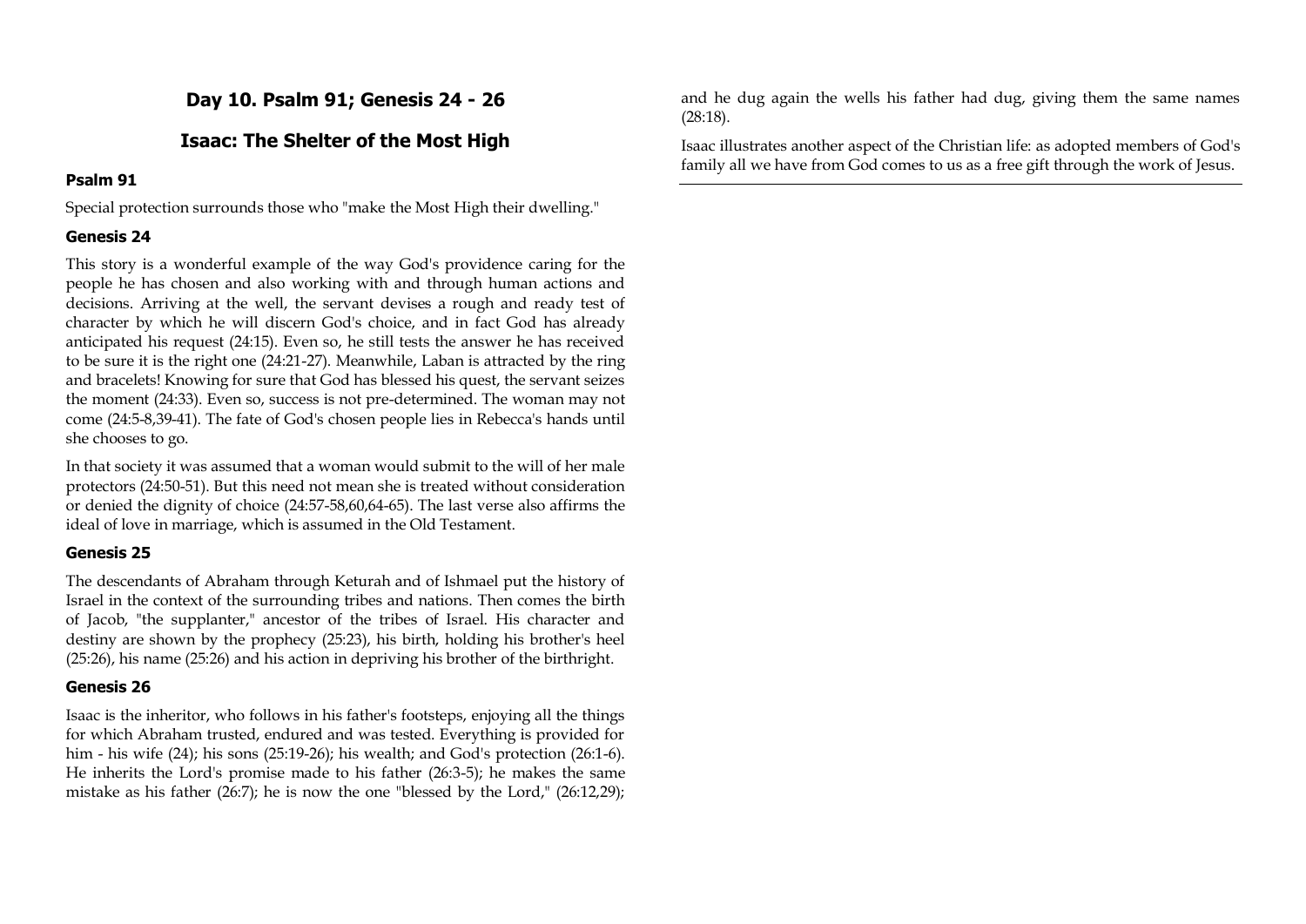## Day 10. Psalm 91; Genesis 24 - 26

## Isaac: The Shelter of the Most High

### Psalm 91

Special protection surrounds those who "make the Most High their dwelling."

### Genesis 24

This story is a wonderful example of the way God's providence caring for the people he has chosen and also working with and through human actions and decisions. Arriving at the well, the servant devises a rough and ready test of character by which he will discern God's choice, and in fact God has already anticipated his request (24:15). Even so, he still tests the answer he has received to be sure it is the right one (24:21-27). Meanwhile, Laban is attracted by the ring and bracelets! Knowing for sure that God has blessed his quest, the servant seizes the moment (24:33). Even so, success is not pre-determined. The woman may not come (24:5-8,39-41). The fate of God's chosen people lies in Rebecca's hands until she chooses to go.

In that society it was assumed that a woman would submit to the will of her male protectors (24:50-51). But this need not mean she is treated without consideration or denied the dignity of choice (24:57-58,60,64-65). The last verse also affirms the ideal of love in marriage, which is assumed in the Old Testament.

### Genesis 25

The descendants of Abraham through Keturah and of Ishmael put the history of Israel in the context of the surrounding tribes and nations. Then comes the birth of Jacob, "the supplanter," ancestor of the tribes of Israel. His character and destiny are shown by the prophecy (25:23), his birth, holding his brother's heel (25:26), his name (25:26) and his action in depriving his brother of the birthright.

### Genesis 26

Isaac is the inheritor, who follows in his father's footsteps, enjoying all the things for which Abraham trusted, endured and was tested. Everything is provided for him - his wife (24); his sons (25:19-26); his wealth; and God's protection (26:1-6). He inherits the Lord's promise made to his father (26:3-5); he makes the same mistake as his father (26:7); he is now the one "blessed by the Lord," (26:12,29); and he dug again the wells his father had dug, giving them the same names (28:18).

Isaac illustrates another aspect of the Christian life: as adopted members of God's family all we have from God comes to us as a free gift through the work of Jesus.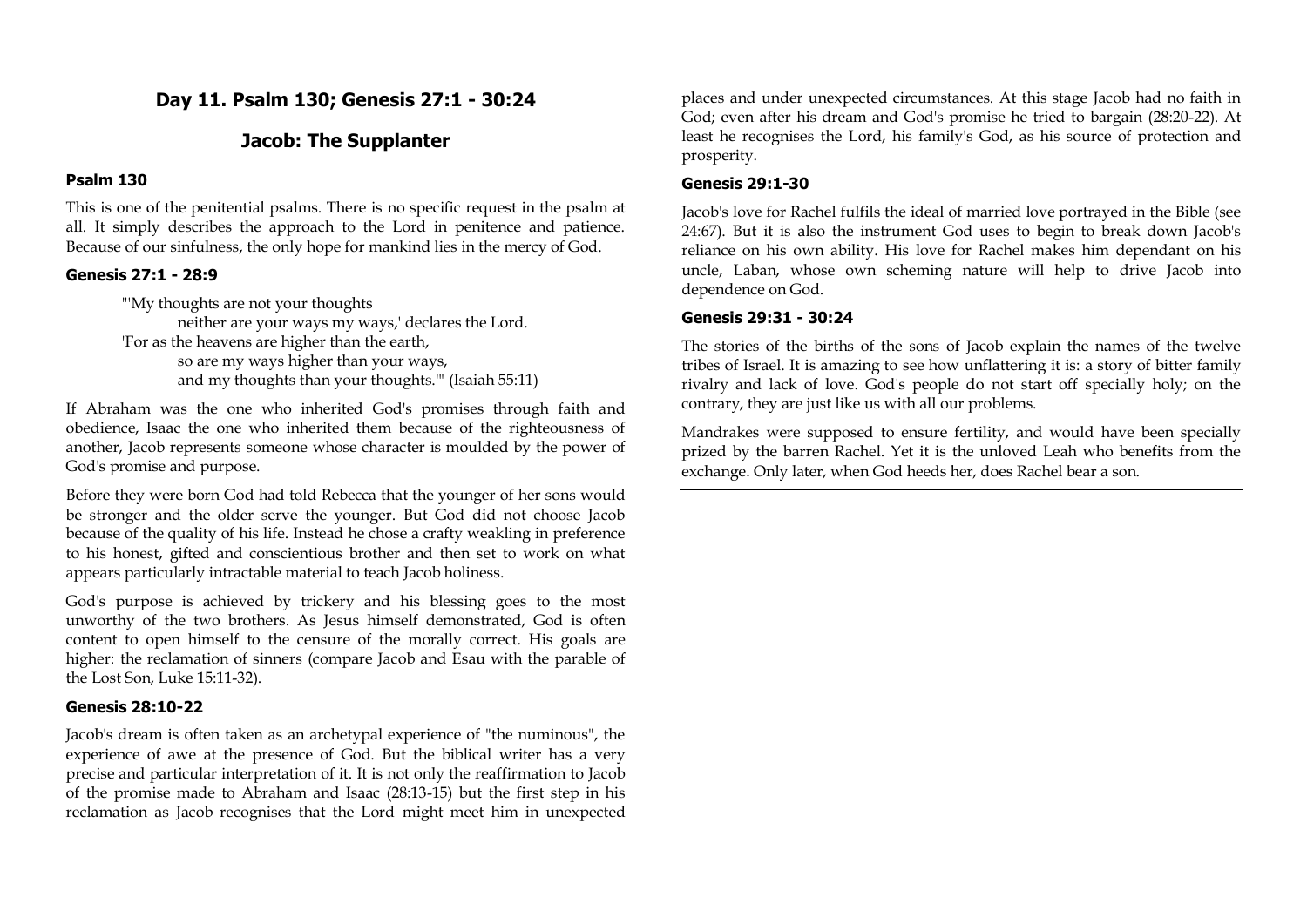## Day 11. Psalm 130; Genesis 27:1 - 30:24

## Jacob: The Supplanter

### Psalm 130

This is one of the penitential psalms. There is no specific request in the psalm at all. It simply describes the approach to the Lord in penitence and patience. Because of our sinfulness, the only hope for mankind lies in the mercy of God.

### Genesis 27:1 - 28:9

> "'My thoughts are not your thoughts
> neither are your ways my ways,' declares the Lord.
> 'For as the heavens are higher than the earth,
> so are my ways higher than your ways,
> and my thoughts than your thoughts.'" (Isaiah 55:11)

If Abraham was the one who inherited God's promises through faith and obedience, Isaac the one who inherited them because of the righteousness of another, Jacob represents someone whose character is moulded by the power of God's promise and purpose.

Before they were born God had told Rebecca that the younger of her sons would be stronger and the older serve the younger. But God did not choose Jacob because of the quality of his life. Instead he chose a crafty weakling in preference to his honest, gifted and conscientious brother and then set to work on what appears particularly intractable material to teach Jacob holiness.

God's purpose is achieved by trickery and his blessing goes to the most unworthy of the two brothers. As Jesus himself demonstrated, God is often content to open himself to the censure of the morally correct. His goals are higher: the reclamation of sinners (compare Jacob and Esau with the parable of the Lost Son, Luke 15:11-32).

### Genesis 28:10-22

Jacob's dream is often taken as an archetypal experience of "the numinous", the experience of awe at the presence of God. But the biblical writer has a very precise and particular interpretation of it. It is not only the reaffirmation to Jacob of the promise made to Abraham and Isaac (28:13-15) but the first step in his reclamation as Jacob recognises that the Lord might meet him in unexpected places and under unexpected circumstances. At this stage Jacob had no faith in God; even after his dream and God's promise he tried to bargain (28:20-22). At least he recognises the Lord, his family's God, as his source of protection and prosperity.

### Genesis 29:1-30

Jacob's love for Rachel fulfils the ideal of married love portrayed in the Bible (see 24:67). But it is also the instrument God uses to begin to break down Jacob's reliance on his own ability. His love for Rachel makes him dependant on his uncle, Laban, whose own scheming nature will help to drive Jacob into dependence on God.

### Genesis 29:31 - 30:24

The stories of the births of the sons of Jacob explain the names of the twelve tribes of Israel. It is amazing to see how unflattering it is: a story of bitter family rivalry and lack of love. God's people do not start off specially holy; on the contrary, they are just like us with all our problems.

Mandrakes were supposed to ensure fertility, and would have been specially prized by the barren Rachel. Yet it is the unloved Leah who benefits from the exchange. Only later, when God heeds her, does Rachel bear a son.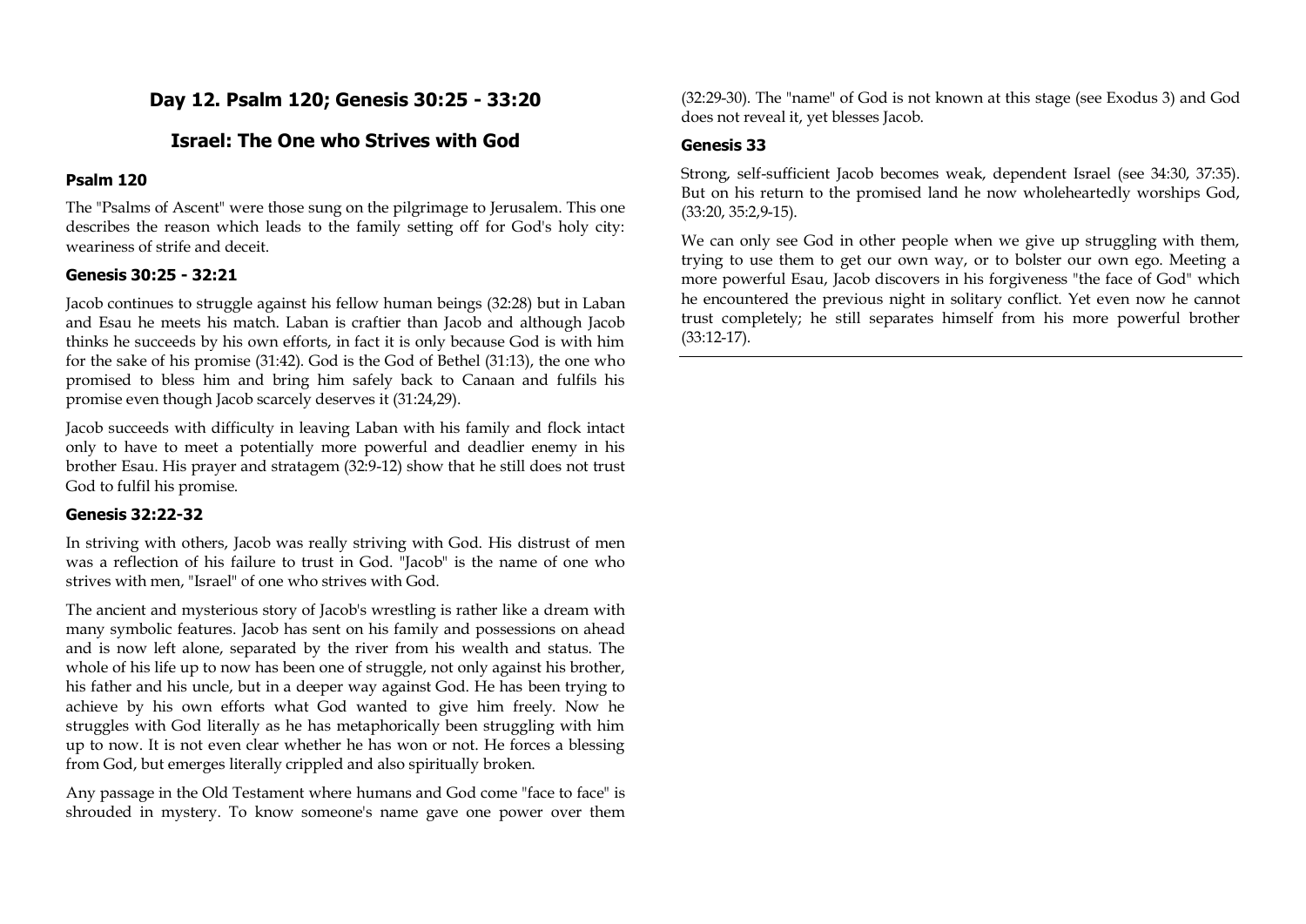## Day 12. Psalm 120; Genesis 30:25 - 33:20

## Israel: The One who Strives with God

### Psalm 120

The "Psalms of Ascent" were those sung on the pilgrimage to Jerusalem. This one describes the reason which leads to the family setting off for God's holy city: weariness of strife and deceit.

### Genesis 30:25 - 32:21

Jacob continues to struggle against his fellow human beings (32:28) but in Laban and Esau he meets his match. Laban is craftier than Jacob and although Jacob thinks he succeeds by his own efforts, in fact it is only because God is with him for the sake of his promise (31:42). God is the God of Bethel (31:13), the one who promised to bless him and bring him safely back to Canaan and fulfils his promise even though Jacob scarcely deserves it (31:24,29).

Jacob succeeds with difficulty in leaving Laban with his family and flock intact only to have to meet a potentially more powerful and deadlier enemy in his brother Esau. His prayer and stratagem (32:9-12) show that he still does not trust God to fulfil his promise.

### Genesis 32:22-32

In striving with others, Jacob was really striving with God. His distrust of men was a reflection of his failure to trust in God. "Jacob" is the name of one who strives with men, "Israel" of one who strives with God.

The ancient and mysterious story of Jacob's wrestling is rather like a dream with many symbolic features. Jacob has sent on his family and possessions on ahead and is now left alone, separated by the river from his wealth and status. The whole of his life up to now has been one of struggle, not only against his brother, his father and his uncle, but in a deeper way against God. He has been trying to achieve by his own efforts what God wanted to give him freely. Now he struggles with God literally as he has metaphorically been struggling with him up to now. It is not even clear whether he has won or not. He forces a blessing from God, but emerges literally crippled and also spiritually broken.

Any passage in the Old Testament where humans and God come "face to face" is shrouded in mystery. To know someone's name gave one power over them (32:29-30). The "name" of God is not known at this stage (see Exodus 3) and God does not reveal it, yet blesses Jacob.

### Genesis 33

Strong, self-sufficient Jacob becomes weak, dependent Israel (see 34:30, 37:35). But on his return to the promised land he now wholeheartedly worships God, (33:20, 35:2,9-15).

We can only see God in other people when we give up struggling with them, trying to use them to get our own way, or to bolster our own ego. Meeting a more powerful Esau, Jacob discovers in his forgiveness "the face of God" which he encountered the previous night in solitary conflict. Yet even now he cannot trust completely; he still separates himself from his more powerful brother (33:12-17).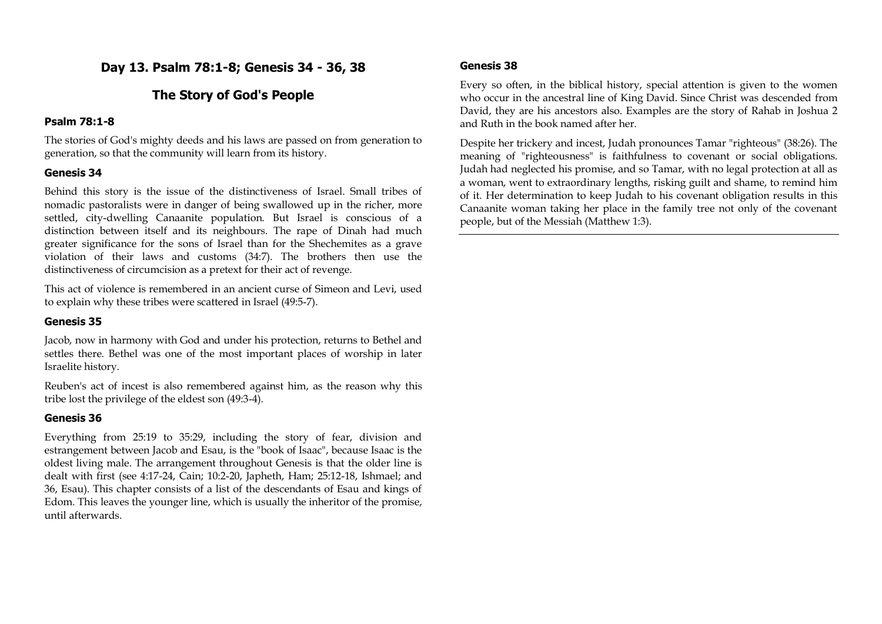# Day 13. Psalm 78:1-8; Genesis 34 - 36, 38

## The Story of God's People

### Psalm 78:1-8

The stories of God's mighty deeds and his laws are passed on from generation to generation, so that the community will learn from its history.

### Genesis 34

Behind this story is the issue of the distinctiveness of Israel. Small tribes of nomadic pastoralists were in danger of being swallowed up in the richer, more settled, city-dwelling Canaanite population. But Israel is conscious of a distinction between itself and its neighbours. The rape of Dinah had much greater significance for the sons of Israel than for the Shechemites as a grave violation of their laws and customs (34:7). The brothers then use the distinctiveness of circumcision as a pretext for their act of revenge.

This act of violence is remembered in an ancient curse of Simeon and Levi, used to explain why these tribes were scattered in Israel (49:5-7).

### Genesis 35

Jacob, now in harmony with God and under his protection, returns to Bethel and settles there. Bethel was one of the most important places of worship in later Israelite history.

Reuben's act of incest is also remembered against him, as the reason why this tribe lost the privilege of the eldest son (49:3-4).

### Genesis 36

Everything from 25:19 to 35:29, including the story of fear, division and estrangement between Jacob and Esau, is the "book of Isaac", because Isaac is the oldest living male. The arrangement throughout Genesis is that the older line is dealt with first (see 4:17-24, Cain; 10:2-20, Japheth, Ham; 25:12-18, Ishmael; and 36, Esau). This chapter consists of a list of the descendants of Esau and kings of Edom. This leaves the younger line, which is usually the inheritor of the promise, until afterwards.

### Genesis 38

Every so often, in the biblical history, special attention is given to the women who occur in the ancestral line of King David. Since Christ was descended from David, they are his ancestors also. Examples are the story of Rahab in Joshua 2 and Ruth in the book named after her.

Despite her trickery and incest, Judah pronounces Tamar "righteous" (38:26). The meaning of "righteousness" is faithfulness to covenant or social obligations. Judah had neglected his promise, and so Tamar, with no legal protection at all as a woman, went to extraordinary lengths, risking guilt and shame, to remind him of it. Her determination to keep Judah to his covenant obligation results in this Canaanite woman taking her place in the family tree not only of the covenant people, but of the Messiah (Matthew 1:3).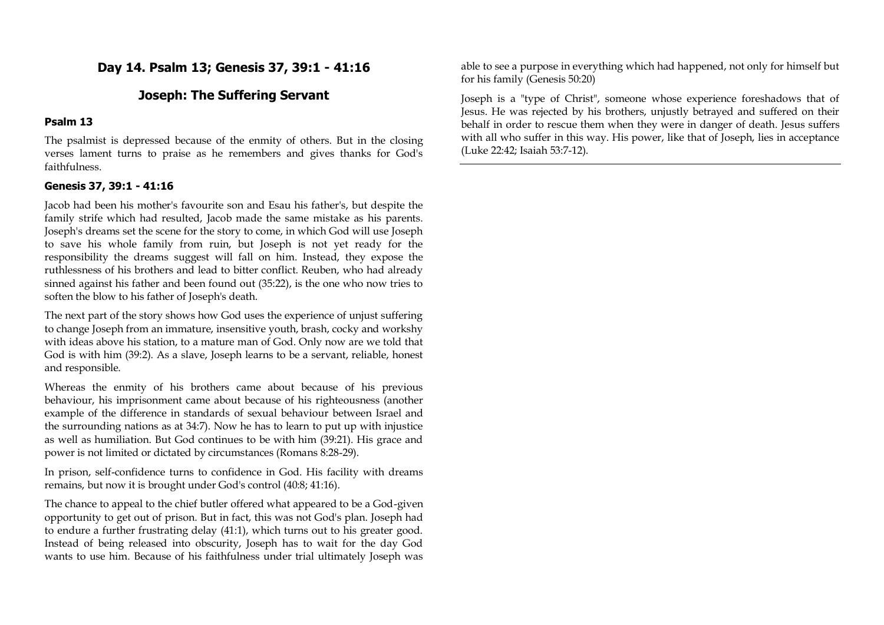## Day 14. Psalm 13; Genesis 37, 39:1 - 41:16

## Joseph: The Suffering Servant

### Psalm 13

The psalmist is depressed because of the enmity of others. But in the closing verses lament turns to praise as he remembers and gives thanks for God's faithfulness.

### Genesis 37, 39:1 - 41:16

Jacob had been his mother's favourite son and Esau his father's, but despite the family strife which had resulted, Jacob made the same mistake as his parents. Joseph's dreams set the scene for the story to come, in which God will use Joseph to save his whole family from ruin, but Joseph is not yet ready for the responsibility the dreams suggest will fall on him. Instead, they expose the ruthlessness of his brothers and lead to bitter conflict. Reuben, who had already sinned against his father and been found out (35:22), is the one who now tries to soften the blow to his father of Joseph's death.

The next part of the story shows how God uses the experience of unjust suffering to change Joseph from an immature, insensitive youth, brash, cocky and workshy with ideas above his station, to a mature man of God. Only now are we told that God is with him (39:2). As a slave, Joseph learns to be a servant, reliable, honest and responsible.

Whereas the enmity of his brothers came about because of his previous behaviour, his imprisonment came about because of his righteousness (another example of the difference in standards of sexual behaviour between Israel and the surrounding nations as at 34:7). Now he has to learn to put up with injustice as well as humiliation. But God continues to be with him (39:21). His grace and power is not limited or dictated by circumstances (Romans 8:28-29).

In prison, self-confidence turns to confidence in God. His facility with dreams remains, but now it is brought under God's control (40:8; 41:16).

The chance to appeal to the chief butler offered what appeared to be a God-given opportunity to get out of prison. But in fact, this was not God's plan. Joseph had to endure a further frustrating delay (41:1), which turns out to his greater good. Instead of being released into obscurity, Joseph has to wait for the day God wants to use him. Because of his faithfulness under trial ultimately Joseph was able to see a purpose in everything which had happened, not only for himself but for his family (Genesis 50:20)

Joseph is a "type of Christ", someone whose experience foreshadows that of Jesus. He was rejected by his brothers, unjustly betrayed and suffered on their behalf in order to rescue them when they were in danger of death. Jesus suffers with all who suffer in this way. His power, like that of Joseph, lies in acceptance (Luke 22:42; Isaiah 53:7-12).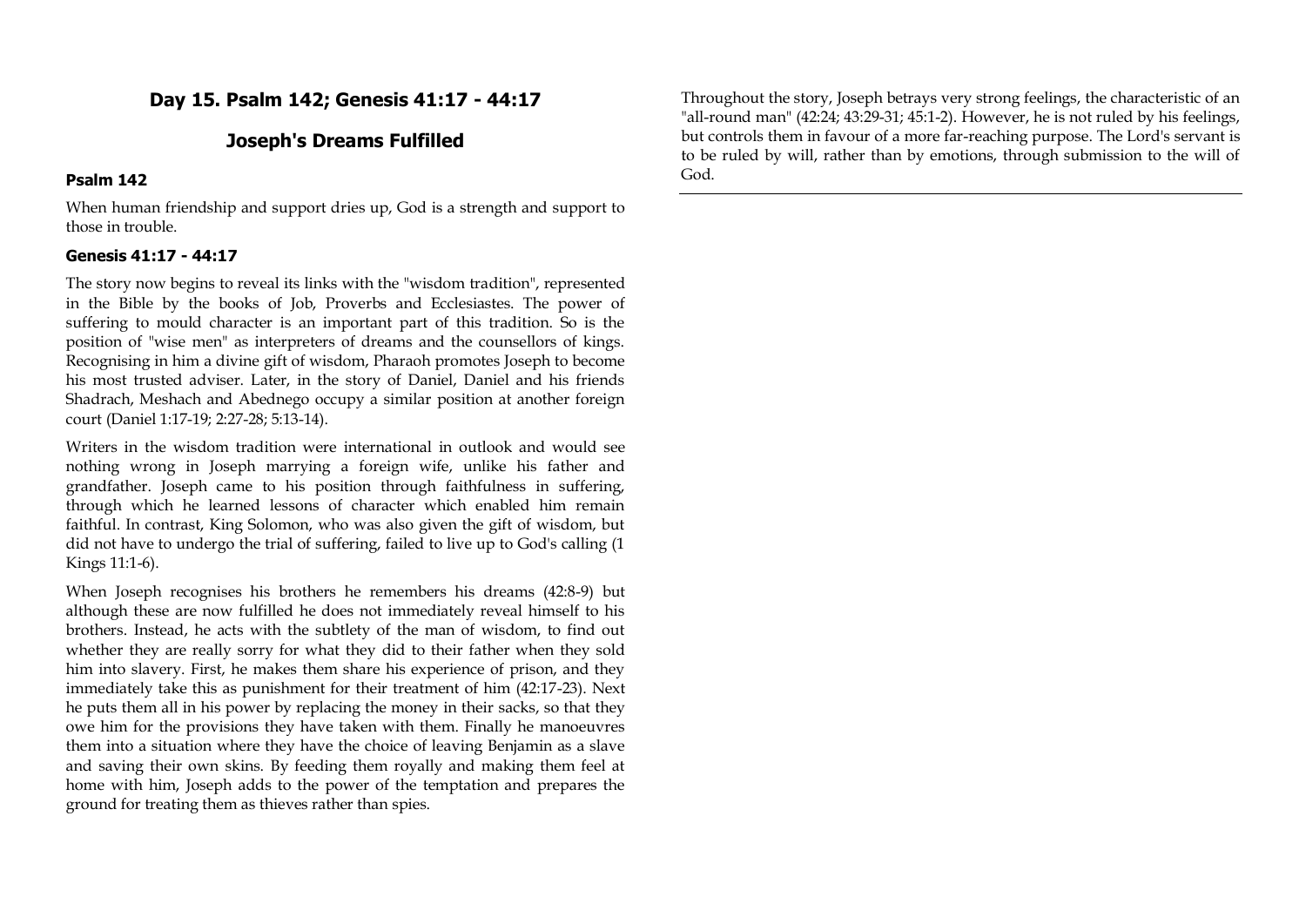## Day 15. Psalm 142; Genesis 41:17 - 44:17

## Joseph's Dreams Fulfilled

### Psalm 142

When human friendship and support dries up, God is a strength and support to those in trouble.

### Genesis 41:17 - 44:17

The story now begins to reveal its links with the "wisdom tradition", represented in the Bible by the books of Job, Proverbs and Ecclesiastes. The power of suffering to mould character is an important part of this tradition. So is the position of "wise men" as interpreters of dreams and the counsellors of kings. Recognising in him a divine gift of wisdom, Pharaoh promotes Joseph to become his most trusted adviser. Later, in the story of Daniel, Daniel and his friends Shadrach, Meshach and Abednego occupy a similar position at another foreign court (Daniel 1:17-19; 2:27-28; 5:13-14).

Writers in the wisdom tradition were international in outlook and would see nothing wrong in Joseph marrying a foreign wife, unlike his father and grandfather. Joseph came to his position through faithfulness in suffering, through which he learned lessons of character which enabled him remain faithful. In contrast, King Solomon, who was also given the gift of wisdom, but did not have to undergo the trial of suffering, failed to live up to God's calling (1 Kings 11:1-6).

When Joseph recognises his brothers he remembers his dreams (42:8-9) but although these are now fulfilled he does not immediately reveal himself to his brothers. Instead, he acts with the subtlety of the man of wisdom, to find out whether they are really sorry for what they did to their father when they sold him into slavery. First, he makes them share his experience of prison, and they immediately take this as punishment for their treatment of him (42:17-23). Next he puts them all in his power by replacing the money in their sacks, so that they owe him for the provisions they have taken with them. Finally he manoeuvres them into a situation where they have the choice of leaving Benjamin as a slave and saving their own skins. By feeding them royally and making them feel at home with him, Joseph adds to the power of the temptation and prepares the ground for treating them as thieves rather than spies.

Throughout the story, Joseph betrays very strong feelings, the characteristic of an "all-round man" (42:24; 43:29-31; 45:1-2). However, he is not ruled by his feelings, but controls them in favour of a more far-reaching purpose. The Lord's servant is to be ruled by will, rather than by emotions, through submission to the will of God.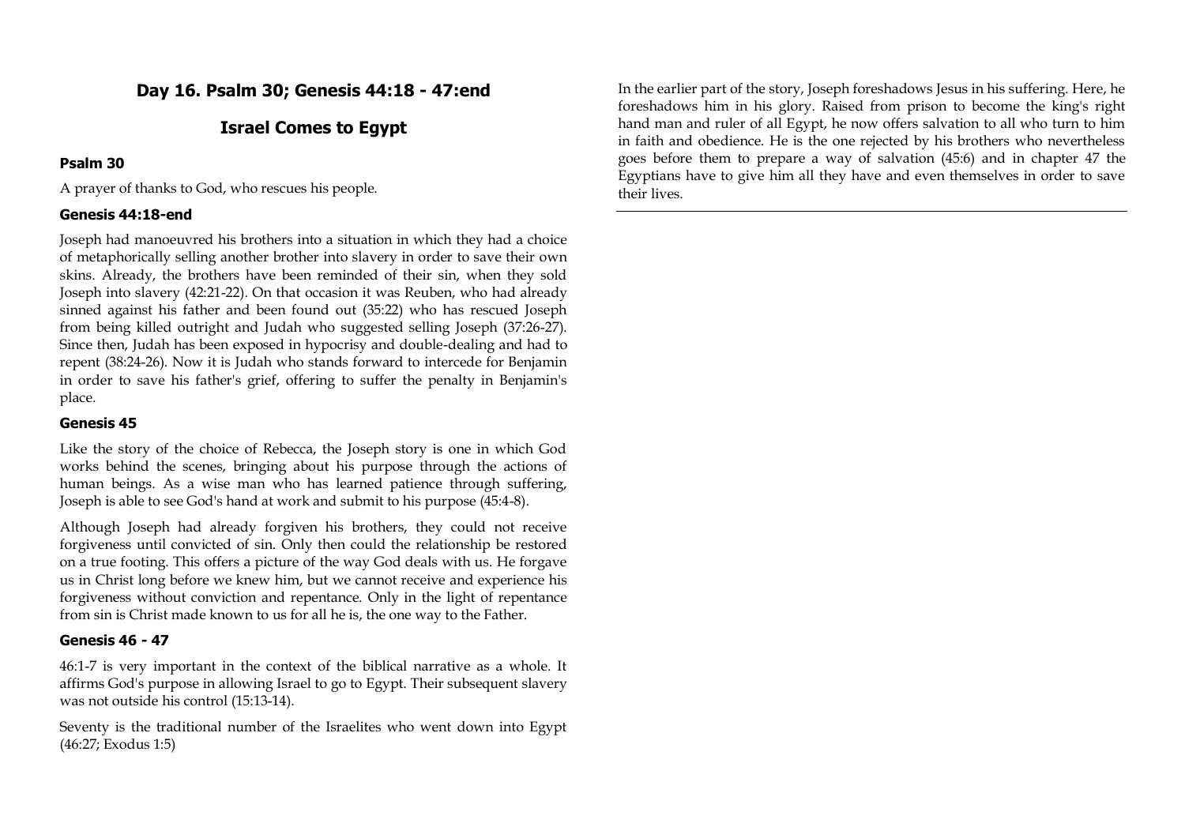## Day 16. Psalm 30; Genesis 44:18 - 47:end

## Israel Comes to Egypt

### Psalm 30

A prayer of thanks to God, who rescues his people.

### Genesis 44:18-end

Joseph had manoeuvred his brothers into a situation in which they had a choice of metaphorically selling another brother into slavery in order to save their own skins. Already, the brothers have been reminded of their sin, when they sold Joseph into slavery (42:21-22). On that occasion it was Reuben, who had already sinned against his father and been found out (35:22) who has rescued Joseph from being killed outright and Judah who suggested selling Joseph (37:26-27). Since then, Judah has been exposed in hypocrisy and double-dealing and had to repent (38:24-26). Now it is Judah who stands forward to intercede for Benjamin in order to save his father's grief, offering to suffer the penalty in Benjamin's place.

### Genesis 45

Like the story of the choice of Rebecca, the Joseph story is one in which God works behind the scenes, bringing about his purpose through the actions of human beings. As a wise man who has learned patience through suffering, Joseph is able to see God's hand at work and submit to his purpose (45:4-8).

Although Joseph had already forgiven his brothers, they could not receive forgiveness until convicted of sin. Only then could the relationship be restored on a true footing. This offers a picture of the way God deals with us. He forgave us in Christ long before we knew him, but we cannot receive and experience his forgiveness without conviction and repentance. Only in the light of repentance from sin is Christ made known to us for all he is, the one way to the Father.

### Genesis 46 - 47

46:1-7 is very important in the context of the biblical narrative as a whole. It affirms God's purpose in allowing Israel to go to Egypt. Their subsequent slavery was not outside his control (15:13-14).

Seventy is the traditional number of the Israelites who went down into Egypt (46:27; Exodus 1:5)

In the earlier part of the story, Joseph foreshadows Jesus in his suffering. Here, he foreshadows him in his glory. Raised from prison to become the king's right hand man and ruler of all Egypt, he now offers salvation to all who turn to him in faith and obedience. He is the one rejected by his brothers who nevertheless goes before them to prepare a way of salvation (45:6) and in chapter 47 the Egyptians have to give him all they have and even themselves in order to save their lives.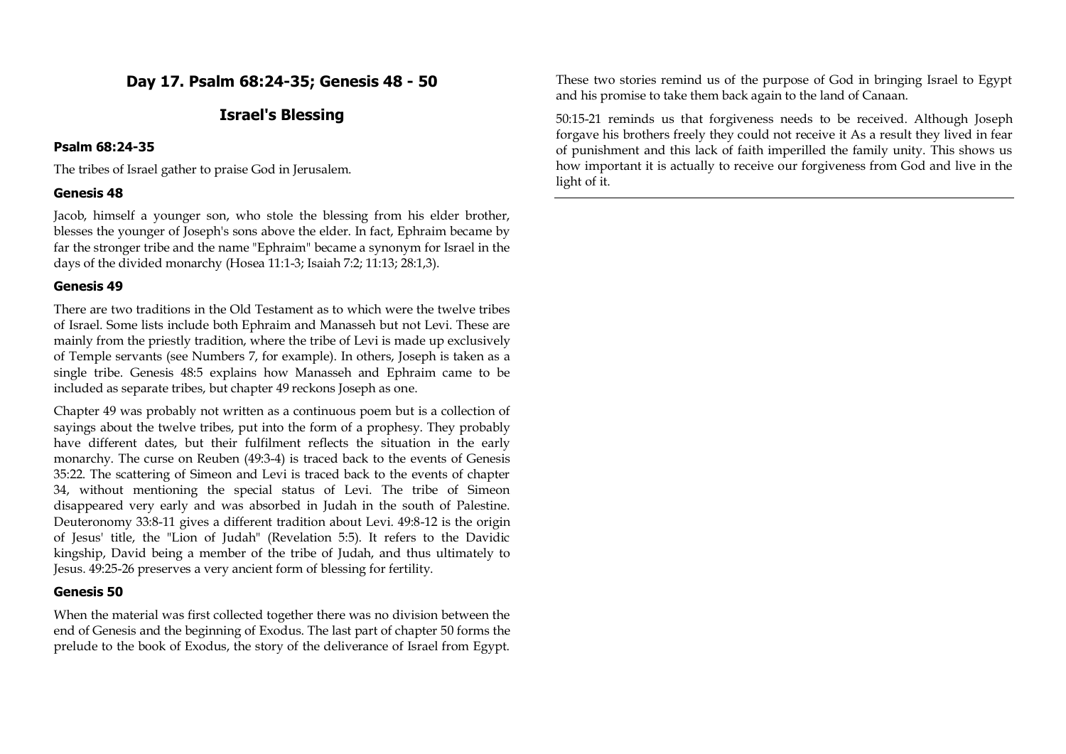# Day 17. Psalm 68:24-35; Genesis 48 - 50

## Israel's Blessing

### Psalm 68:24-35

The tribes of Israel gather to praise God in Jerusalem.

### Genesis 48

Jacob, himself a younger son, who stole the blessing from his elder brother, blesses the younger of Joseph's sons above the elder. In fact, Ephraim became by far the stronger tribe and the name "Ephraim" became a synonym for Israel in the days of the divided monarchy (Hosea 11:1-3; Isaiah 7:2; 11:13; 28:1,3).

### Genesis 49

There are two traditions in the Old Testament as to which were the twelve tribes of Israel. Some lists include both Ephraim and Manasseh but not Levi. These are mainly from the priestly tradition, where the tribe of Levi is made up exclusively of Temple servants (see Numbers 7, for example). In others, Joseph is taken as a single tribe. Genesis 48:5 explains how Manasseh and Ephraim came to be included as separate tribes, but chapter 49 reckons Joseph as one.

Chapter 49 was probably not written as a continuous poem but is a collection of sayings about the twelve tribes, put into the form of a prophesy. They probably have different dates, but their fulfilment reflects the situation in the early monarchy. The curse on Reuben (49:3-4) is traced back to the events of Genesis 35:22. The scattering of Simeon and Levi is traced back to the events of chapter 34, without mentioning the special status of Levi. The tribe of Simeon disappeared very early and was absorbed in Judah in the south of Palestine. Deuteronomy 33:8-11 gives a different tradition about Levi. 49:8-12 is the origin of Jesus' title, the "Lion of Judah" (Revelation 5:5). It refers to the Davidic kingship, David being a member of the tribe of Judah, and thus ultimately to Jesus. 49:25-26 preserves a very ancient form of blessing for fertility.

### Genesis 50

When the material was first collected together there was no division between the end of Genesis and the beginning of Exodus. The last part of chapter 50 forms the prelude to the book of Exodus, the story of the deliverance of Israel from Egypt. These two stories remind us of the purpose of God in bringing Israel to Egypt and his promise to take them back again to the land of Canaan.

50:15-21 reminds us that forgiveness needs to be received. Although Joseph forgave his brothers freely they could not receive it As a result they lived in fear of punishment and this lack of faith imperilled the family unity. This shows us how important it is actually to receive our forgiveness from God and live in the light of it.